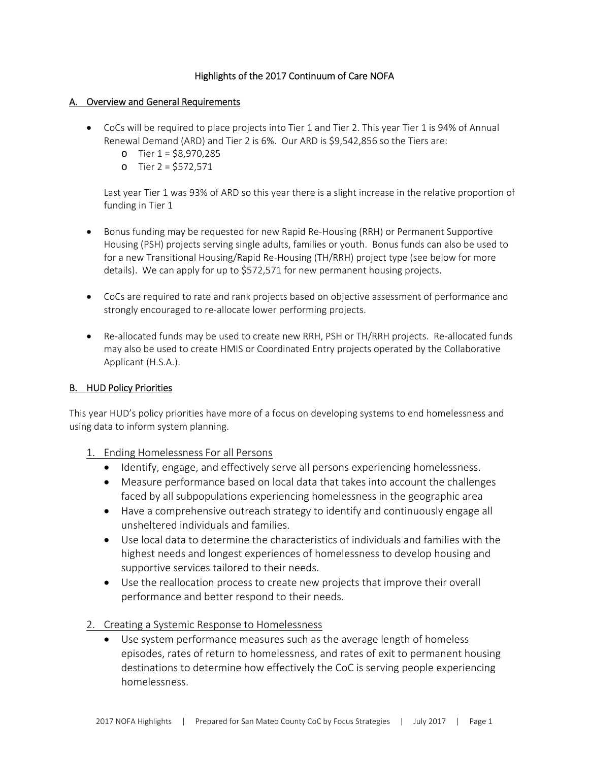# Highlights of the 2017 Continuum of Care NOFA

## A. Overview and General Requirements

- CoCs will be required to place projects into Tier 1 and Tier 2. This year Tier 1 is 94% of Annual Renewal Demand (ARD) and Tier 2 is 6%. Our ARD is $9,542,856 so the Tiers are:
  - Tier 1 = $8,970,285
  - Tier 2 = $572,571

  Last year Tier 1 was 93% of ARD so this year there is a slight increase in the relative proportion of funding in Tier 1

- Bonus funding may be requested for new Rapid Re-Housing (RRH) or Permanent Supportive Housing (PSH) projects serving single adults, families or youth. Bonus funds can also be used to for a new Transitional Housing/Rapid Re-Housing (TH/RRH) project type (see below for more details). We can apply for up to $572,571 for new permanent housing projects.

- CoCs are required to rate and rank projects based on objective assessment of performance and strongly encouraged to re-allocate lower performing projects.

- Re-allocated funds may be used to create new RRH, PSH or TH/RRH projects. Re-allocated funds may also be used to create HMIS or Coordinated Entry projects operated by the Collaborative Applicant (H.S.A.).

## B. HUD Policy Priorities

This year HUD's policy priorities have more of a focus on developing systems to end homelessness and using data to inform system planning.

### 1. Ending Homelessness For all Persons

- Identify, engage, and effectively serve all persons experiencing homelessness.
- Measure performance based on local data that takes into account the challenges faced by all subpopulations experiencing homelessness in the geographic area
- Have a comprehensive outreach strategy to identify and continuously engage all unsheltered individuals and families.
- Use local data to determine the characteristics of individuals and families with the highest needs and longest experiences of homelessness to develop housing and supportive services tailored to their needs.
- Use the reallocation process to create new projects that improve their overall performance and better respond to their needs.

### 2. Creating a Systemic Response to Homelessness

- Use system performance measures such as the average length of homeless episodes, rates of return to homelessness, and rates of exit to permanent housing destinations to determine how effectively the CoC is serving people experiencing homelessness.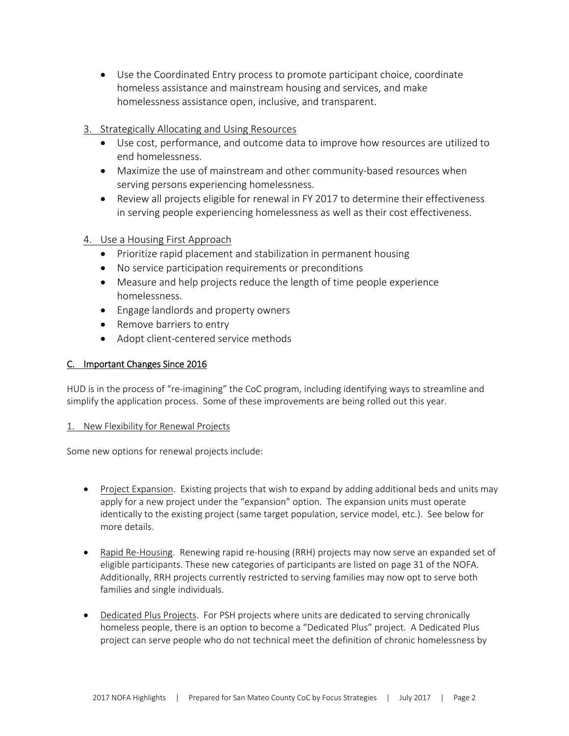- Use the Coordinated Entry process to promote participant choice, coordinate homeless assistance and mainstream housing and services, and make homelessness assistance open, inclusive, and transparent.

3. Strategically Allocating and Using Resources
    - Use cost, performance, and outcome data to improve how resources are utilized to end homelessness.
    - Maximize the use of mainstream and other community-based resources when serving persons experiencing homelessness.
    - Review all projects eligible for renewal in FY 2017 to determine their effectiveness in serving people experiencing homelessness as well as their cost effectiveness.

4. Use a Housing First Approach
    - Prioritize rapid placement and stabilization in permanent housing
    - No service participation requirements or preconditions
    - Measure and help projects reduce the length of time people experience homelessness.
    - Engage landlords and property owners
    - Remove barriers to entry
    - Adopt client-centered service methods

## C. Important Changes Since 2016

HUD is in the process of "re-imagining" the CoC program, including identifying ways to streamline and simplify the application process. Some of these improvements are being rolled out this year.

### 1. New Flexibility for Renewal Projects

Some new options for renewal projects include:

- Project Expansion. Existing projects that wish to expand by adding additional beds and units may apply for a new project under the "expansion" option. The expansion units must operate identically to the existing project (same target population, service model, etc.). See below for more details.

- Rapid Re-Housing. Renewing rapid re-housing (RRH) projects may now serve an expanded set of eligible participants. These new categories of participants are listed on page 31 of the NOFA. Additionally, RRH projects currently restricted to serving families may now opt to serve both families and single individuals.

- Dedicated Plus Projects. For PSH projects where units are dedicated to serving chronically homeless people, there is an option to become a "Dedicated Plus" project. A Dedicated Plus project can serve people who do not technical meet the definition of chronic homelessness by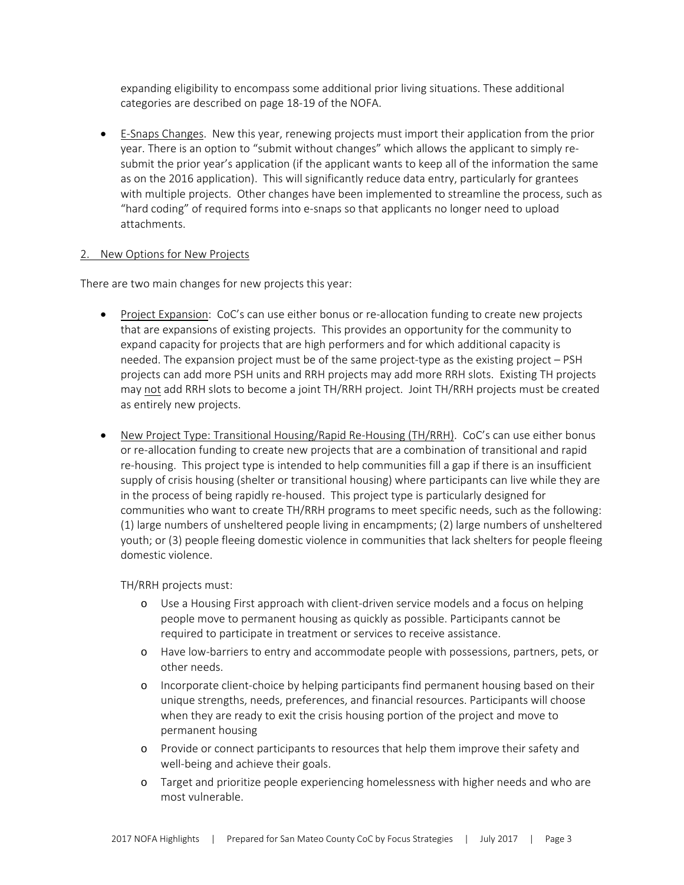expanding eligibility to encompass some additional prior living situations. These additional categories are described on page 18-19 of the NOFA.

- E-Snaps Changes. New this year, renewing projects must import their application from the prior year. There is an option to "submit without changes" which allows the applicant to simply re-submit the prior year's application (if the applicant wants to keep all of the information the same as on the 2016 application). This will significantly reduce data entry, particularly for grantees with multiple projects. Other changes have been implemented to streamline the process, such as "hard coding" of required forms into e-snaps so that applicants no longer need to upload attachments.

## 2. New Options for New Projects

There are two main changes for new projects this year:

- Project Expansion: CoC's can use either bonus or re-allocation funding to create new projects that are expansions of existing projects. This provides an opportunity for the community to expand capacity for projects that are high performers and for which additional capacity is needed. The expansion project must be of the same project-type as the existing project – PSH projects can add more PSH units and RRH projects may add more RRH slots. Existing TH projects may not add RRH slots to become a joint TH/RRH project. Joint TH/RRH projects must be created as entirely new projects.

- New Project Type: Transitional Housing/Rapid Re-Housing (TH/RRH). CoC's can use either bonus or re-allocation funding to create new projects that are a combination of transitional and rapid re-housing. This project type is intended to help communities fill a gap if there is an insufficient supply of crisis housing (shelter or transitional housing) where participants can live while they are in the process of being rapidly re-housed. This project type is particularly designed for communities who want to create TH/RRH programs to meet specific needs, such as the following: (1) large numbers of unsheltered people living in encampments; (2) large numbers of unsheltered youth; or (3) people fleeing domestic violence in communities that lack shelters for people fleeing domestic violence.

  TH/RRH projects must:

  - Use a Housing First approach with client-driven service models and a focus on helping people move to permanent housing as quickly as possible. Participants cannot be required to participate in treatment or services to receive assistance.
  - Have low-barriers to entry and accommodate people with possessions, partners, pets, or other needs.
  - Incorporate client-choice by helping participants find permanent housing based on their unique strengths, needs, preferences, and financial resources. Participants will choose when they are ready to exit the crisis housing portion of the project and move to permanent housing
  - Provide or connect participants to resources that help them improve their safety and well-being and achieve their goals.
  - Target and prioritize people experiencing homelessness with higher needs and who are most vulnerable.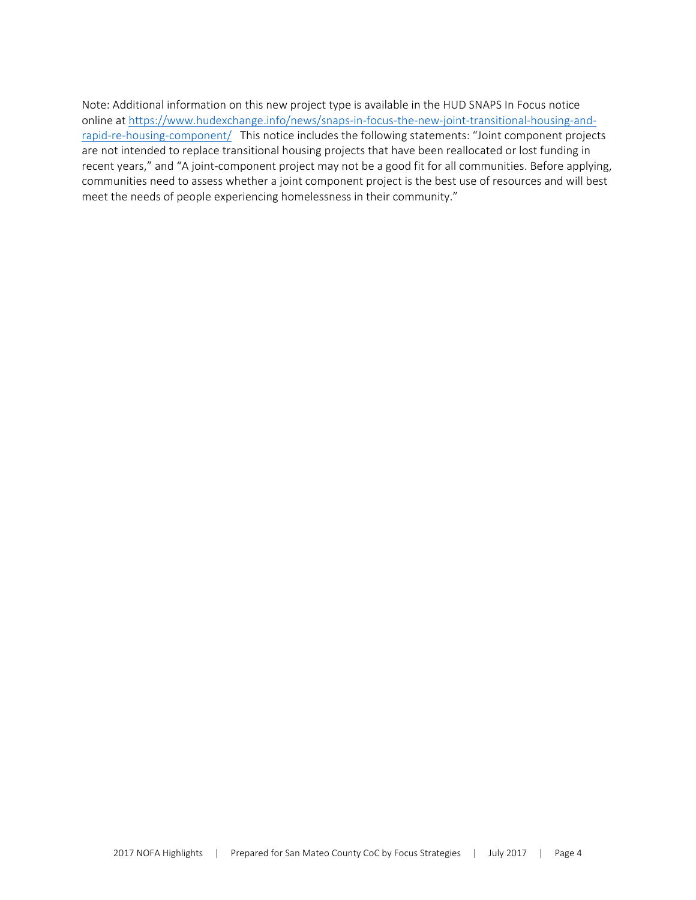Note: Additional information on this new project type is available in the HUD SNAPS In Focus notice online at [https://www.hudexchange.info/news/snaps-in-focus-the-new-joint-transitional-housing-and-rapid-re-housing-component/](https://www.hudexchange.info/news/snaps-in-focus-the-new-joint-transitional-housing-and-rapid-re-housing-component/) This notice includes the following statements: "Joint component projects are not intended to replace transitional housing projects that have been reallocated or lost funding in recent years," and "A joint-component project may not be a good fit for all communities. Before applying, communities need to assess whether a joint component project is the best use of resources and will best meet the needs of people experiencing homelessness in their community."